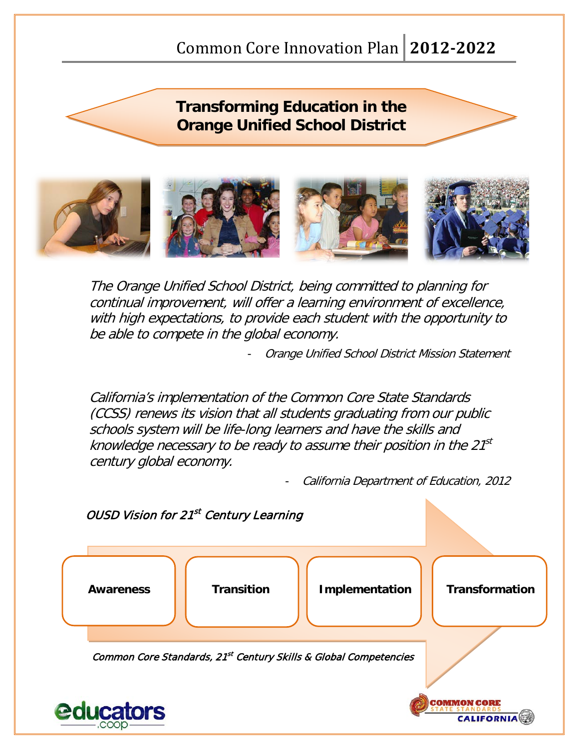Common Core Innovation Plan | **2012-2022**

# Transforming Education in the Orange Unified School District

*The Orange Unified School District, being committed to planning for continual improvement, will offer a learning environment of excellence, with high expectations, to provide each student with the opportunity to be able to compete in the global economy.*

- *Orange Unified School District Mission Statement*

*California's implementation of the Common Core State Standards (CCSS) renews its vision that all students graduating from our public schools system will be life-long learners and have the skills and knowledge necessary to be ready to assume their position in the 21st century global economy.*

- *California Department of Education, 2012*

## *OUSD Vision for 21st Century Learning*

**Awareness** → **Transition** → **Implementation** → **Transformation**

*Common Core Standards, 21st Century Skills & Global Competencies*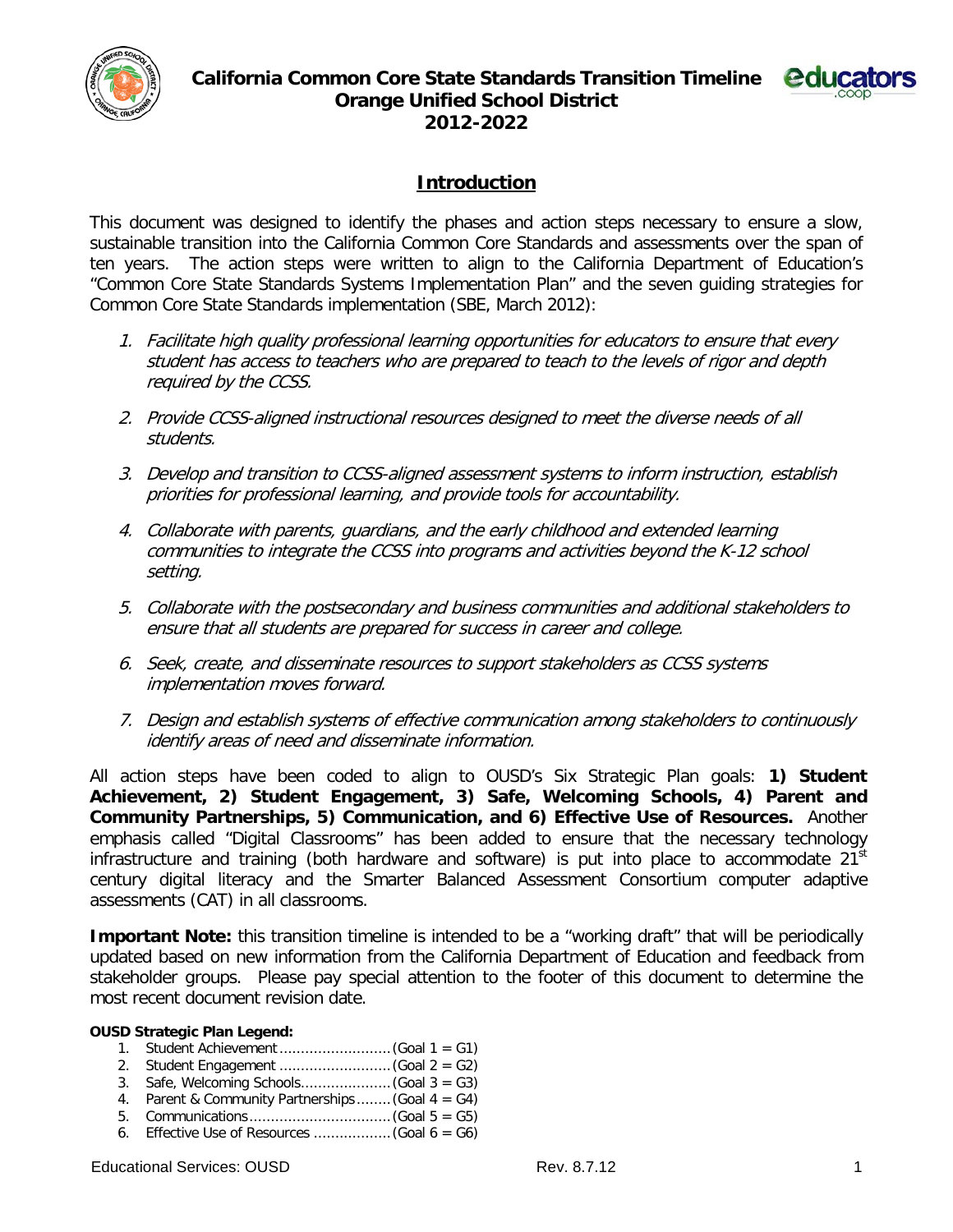# California Common Core State Standards Transition Timeline
## Orange Unified School District
## 2012-2022

## Introduction

This document was designed to identify the phases and action steps necessary to ensure a slow, sustainable transition into the California Common Core Standards and assessments over the span of ten years. The action steps were written to align to the California Department of Education's "Common Core State Standards Systems Implementation Plan" and the seven guiding strategies for Common Core State Standards implementation (SBE, March 2012):

1. *Facilitate high quality professional learning opportunities for educators to ensure that every student has access to teachers who are prepared to teach to the levels of rigor and depth required by the CCSS.*

2. *Provide CCSS-aligned instructional resources designed to meet the diverse needs of all students.*

3. *Develop and transition to CCSS-aligned assessment systems to inform instruction, establish priorities for professional learning, and provide tools for accountability.*

4. *Collaborate with parents, guardians, and the early childhood and extended learning communities to integrate the CCSS into programs and activities beyond the K-12 school setting.*

5. *Collaborate with the postsecondary and business communities and additional stakeholders to ensure that all students are prepared for success in career and college.*

6. *Seek, create, and disseminate resources to support stakeholders as CCSS systems implementation moves forward.*

7. *Design and establish systems of effective communication among stakeholders to continuously identify areas of need and disseminate information.*

All action steps have been coded to align to OUSD's Six Strategic Plan goals: **1) Student Achievement, 2) Student Engagement, 3) Safe, Welcoming Schools, 4) Parent and Community Partnerships, 5) Communication, and 6) Effective Use of Resources.** Another emphasis called "Digital Classrooms" has been added to ensure that the necessary technology infrastructure and training (both hardware and software) is put into place to accommodate 21st century digital literacy and the Smarter Balanced Assessment Consortium computer adaptive assessments (CAT) in all classrooms.

**Important Note:** this transition timeline is intended to be a "working draft" that will be periodically updated based on new information from the California Department of Education and feedback from stakeholder groups. Please pay special attention to the footer of this document to determine the most recent document revision date.

**OUSD Strategic Plan Legend:**

1. Student Achievement .......................... (Goal 1 = G1)
2. Student Engagement .......................... (Goal 2 = G2)
3. Safe, Welcoming Schools ..................... (Goal 3 = G3)
4. Parent & Community Partnerships ........ (Goal 4 = G4)
5. Communications ................................ (Goal 5 = G5)
6. Effective Use of Resources .................. (Goal 6 = G6)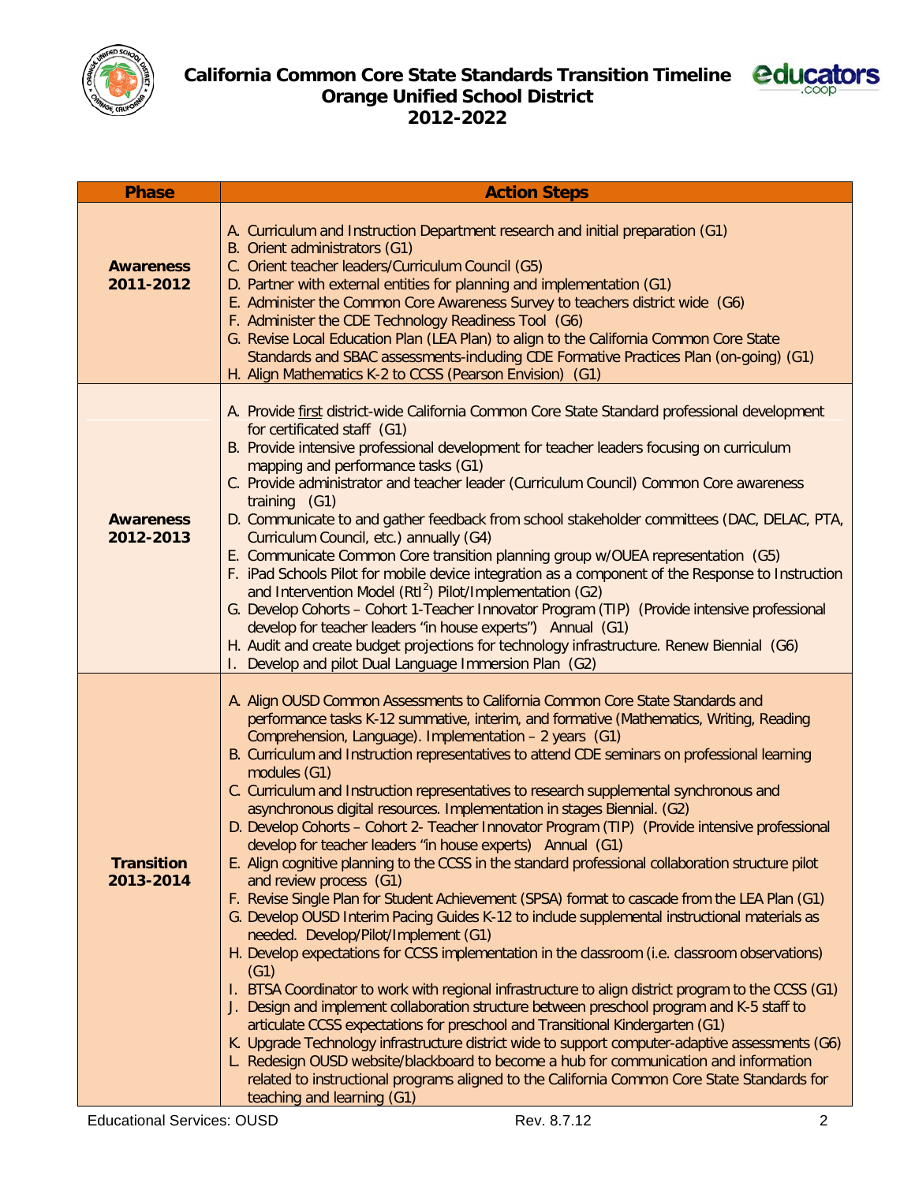# California Common Core State Standards Transition Timeline
## Orange Unified School District
## 2012-2022

| Phase | Action Steps |
|---|---|
| **Awareness 2011-2012** | A. Curriculum and Instruction Department research and initial preparation (G1)<br>B. Orient administrators (G1)<br>C. Orient teacher leaders/Curriculum Council (G5)<br>D. Partner with external entities for planning and implementation (G1)<br>E. Administer the Common Core Awareness Survey to teachers district wide (G6)<br>F. Administer the CDE Technology Readiness Tool (G6)<br>G. Revise Local Education Plan (LEA Plan) to align to the California Common Core State Standards and SBAC assessments-including CDE Formative Practices Plan (on-going) (G1)<br>H. Align Mathematics K-2 to CCSS (Pearson Envision) (G1) |
| **Awareness 2012-2013** | A. Provide <u>first</u> district-wide California Common Core State Standard professional development for certificated staff (G1)<br>B. Provide intensive professional development for teacher leaders focusing on curriculum mapping and performance tasks (G1)<br>C. Provide administrator and teacher leader (Curriculum Council) Common Core awareness training (G1)<br>D. Communicate to and gather feedback from school stakeholder committees (DAC, DELAC, PTA, Curriculum Council, etc.) annually (G4)<br>E. Communicate Common Core transition planning group w/OUEA representation (G5)<br>F. iPad Schools Pilot for mobile device integration as a component of the Response to Instruction and Intervention Model ($RtI^2$) Pilot/Implementation (G2)<br>G. Develop Cohorts – Cohort 1-Teacher Innovator Program (TIP) (Provide intensive professional develop for teacher leaders "in house experts") Annual (G1)<br>H. Audit and create budget projections for technology infrastructure. Renew Biennial (G6)<br>I. Develop and pilot Dual Language Immersion Plan (G2) |
| **Transition 2013-2014** | A. Align OUSD Common Assessments to California Common Core State Standards and performance tasks K-12 summative, interim, and formative (Mathematics, Writing, Reading Comprehension, Language). Implementation – 2 years (G1)<br>B. Curriculum and Instruction representatives to attend CDE seminars on professional learning modules (G1)<br>C. Curriculum and Instruction representatives to research supplemental synchronous and asynchronous digital resources. Implementation in stages Biennial. (G2)<br>D. Develop Cohorts – Cohort 2- Teacher Innovator Program (TIP) (Provide intensive professional develop for teacher leaders "in house experts) Annual (G1)<br>E. Align cognitive planning to the CCSS in the standard professional collaboration structure pilot and review process (G1)<br>F. Revise Single Plan for Student Achievement (SPSA) format to cascade from the LEA Plan (G1)<br>G. Develop OUSD Interim Pacing Guides K-12 to include supplemental instructional materials as needed. Develop/Pilot/Implement (G1)<br>H. Develop expectations for CCSS implementation in the classroom (i.e. classroom observations) (G1)<br>I. BTSA Coordinator to work with regional infrastructure to align district program to the CCSS (G1)<br>J. Design and implement collaboration structure between preschool program and K-5 staff to articulate CCSS expectations for preschool and Transitional Kindergarten (G1)<br>K. Upgrade Technology infrastructure district wide to support computer-adaptive assessments (G6)<br>L. Redesign OUSD website/blackboard to become a hub for communication and information related to instructional programs aligned to the California Common Core State Standards for teaching and learning (G1) |

Educational Services: OUSD Rev. 8.7.12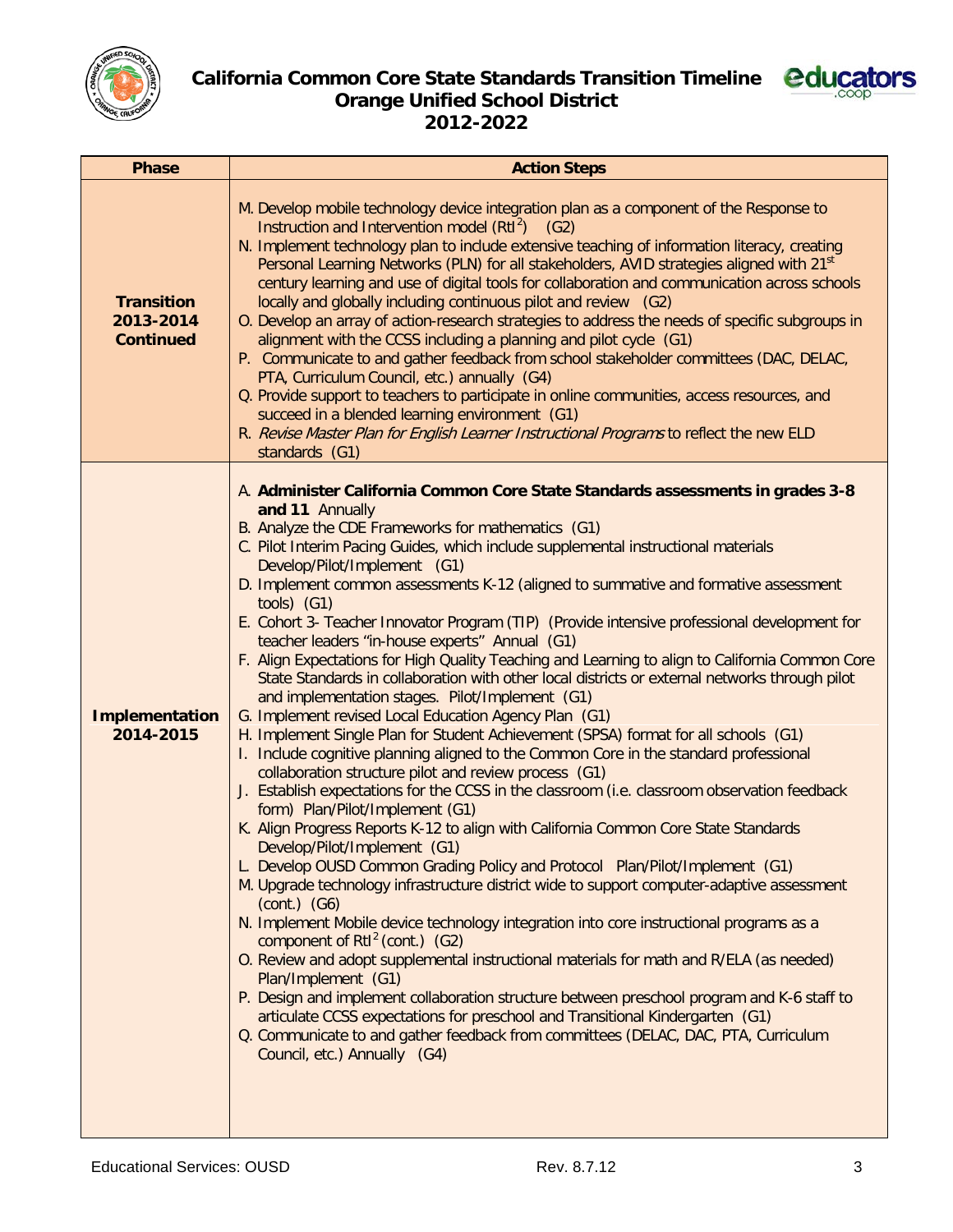# California Common Core State Standards Transition Timeline
## Orange Unified School District
## 2012-2022

| Phase | Action Steps |
| --- | --- |
| **Transition 2013-2014 Continued** | M. Develop mobile technology device integration plan as a component of the Response to Instruction and Intervention model (RtI$^2$) (G2)<br>N. Implement technology plan to include extensive teaching of information literacy, creating Personal Learning Networks (PLN) for all stakeholders, AVID strategies aligned with 21$^{st}$ century learning and use of digital tools for collaboration and communication across schools locally and globally including continuous pilot and review (G2)<br>O. Develop an array of action-research strategies to address the needs of specific subgroups in alignment with the CCSS including a planning and pilot cycle (G1)<br>P. Communicate to and gather feedback from school stakeholder committees (DAC, DELAC, PTA, Curriculum Council, etc.) annually (G4)<br>Q. Provide support to teachers to participate in online communities, access resources, and succeed in a blended learning environment (G1)<br>R. *Revise Master Plan for English Learner Instructional Programs* to reflect the new ELD standards (G1) |
| **Implementation 2014-2015** | A. **Administer California Common Core State Standards assessments in grades 3-8 and 11** Annually<br>B. Analyze the CDE Frameworks for mathematics (G1)<br>C. Pilot Interim Pacing Guides, which include supplemental instructional materials Develop/Pilot/Implement (G1)<br>D. Implement common assessments K-12 (aligned to summative and formative assessment tools) (G1)<br>E. Cohort 3- Teacher Innovator Program (TIP) (Provide intensive professional development for teacher leaders "in-house experts" Annual (G1)<br>F. Align Expectations for High Quality Teaching and Learning to align to California Common Core State Standards in collaboration with other local districts or external networks through pilot and implementation stages. Pilot/Implement (G1)<br>G. Implement revised Local Education Agency Plan (G1)<br>H. Implement Single Plan for Student Achievement (SPSA) format for all schools (G1)<br>I. Include cognitive planning aligned to the Common Core in the standard professional collaboration structure pilot and review process (G1)<br>J. Establish expectations for the CCSS in the classroom (i.e. classroom observation feedback form) Plan/Pilot/Implement (G1)<br>K. Align Progress Reports K-12 to align with California Common Core State Standards Develop/Pilot/Implement (G1)<br>L. Develop OUSD Common Grading Policy and Protocol Plan/Pilot/Implement (G1)<br>M. Upgrade technology infrastructure district wide to support computer-adaptive assessment (cont.) (G6)<br>N. Implement Mobile device technology integration into core instructional programs as a component of RtI$^2$ (cont.) (G2)<br>O. Review and adopt supplemental instructional materials for math and R/ELA (as needed) Plan/Implement (G1)<br>P. Design and implement collaboration structure between preschool program and K-6 staff to articulate CCSS expectations for preschool and Transitional Kindergarten (G1)<br>Q. Communicate to and gather feedback from committees (DELAC, DAC, PTA, Curriculum Council, etc.) Annually (G4) |

Educational Services: OUSD Rev. 8.7.12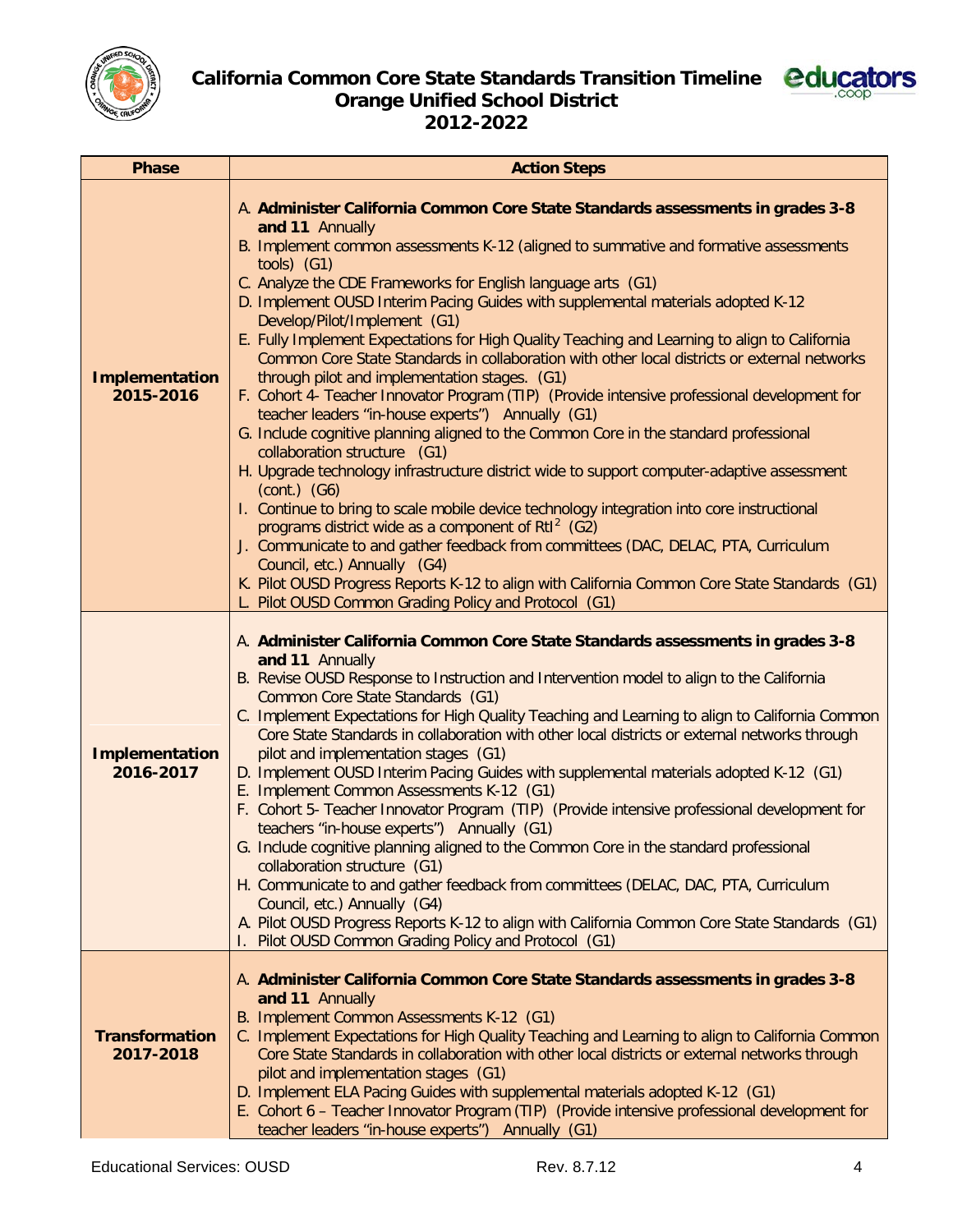# California Common Core State Standards Transition Timeline
## Orange Unified School District
## 2012-2022

| Phase | Action Steps |
|---|---|
| **Implementation 2015-2016** | A. **Administer California Common Core State Standards assessments in grades 3-8 and 11** Annually<br>B. Implement common assessments K-12 (aligned to summative and formative assessments tools) (G1)<br>C. Analyze the CDE Frameworks for English language arts (G1)<br>D. Implement OUSD Interim Pacing Guides with supplemental materials adopted K-12 Develop/Pilot/Implement (G1)<br>E. Fully Implement Expectations for High Quality Teaching and Learning to align to California Common Core State Standards in collaboration with other local districts or external networks through pilot and implementation stages. (G1)<br>F. Cohort 4- Teacher Innovator Program (TIP) (Provide intensive professional development for teacher leaders "in-house experts") Annually (G1)<br>G. Include cognitive planning aligned to the Common Core in the standard professional collaboration structure (G1)<br>H. Upgrade technology infrastructure district wide to support computer-adaptive assessment (cont.) (G6)<br>I. Continue to bring to scale mobile device technology integration into core instructional programs district wide as a component of RtI[2] (G2)<br>J. Communicate to and gather feedback from committees (DAC, DELAC, PTA, Curriculum Council, etc.) Annually (G4)<br>K. Pilot OUSD Progress Reports K-12 to align with California Common Core State Standards (G1)<br>L. Pilot OUSD Common Grading Policy and Protocol (G1) |
| **Implementation 2016-2017** | A. **Administer California Common Core State Standards assessments in grades 3-8 and 11** Annually<br>B. Revise OUSD Response to Instruction and Intervention model to align to the California Common Core State Standards (G1)<br>C. Implement Expectations for High Quality Teaching and Learning to align to California Common Core State Standards in collaboration with other local districts or external networks through pilot and implementation stages (G1)<br>D. Implement OUSD Interim Pacing Guides with supplemental materials adopted K-12 (G1)<br>E. Implement Common Assessments K-12 (G1)<br>F. Cohort 5- Teacher Innovator Program (TIP) (Provide intensive professional development for teachers "in-house experts") Annually (G1)<br>G. Include cognitive planning aligned to the Common Core in the standard professional collaboration structure (G1)<br>H. Communicate to and gather feedback from committees (DELAC, DAC, PTA, Curriculum Council, etc.) Annually (G4)<br>A. Pilot OUSD Progress Reports K-12 to align with California Common Core State Standards (G1)<br>I. Pilot OUSD Common Grading Policy and Protocol (G1) |
| **Transformation 2017-2018** | A. **Administer California Common Core State Standards assessments in grades 3-8 and 11** Annually<br>B. Implement Common Assessments K-12 (G1)<br>C. Implement Expectations for High Quality Teaching and Learning to align to California Common Core State Standards in collaboration with other local districts or external networks through pilot and implementation stages (G1)<br>D. Implement ELA Pacing Guides with supplemental materials adopted K-12 (G1)<br>E. Cohort 6 – Teacher Innovator Program (TIP) (Provide intensive professional development for teacher leaders "in-house experts") Annually (G1) |

Educational Services: OUSD Rev. 8.7.12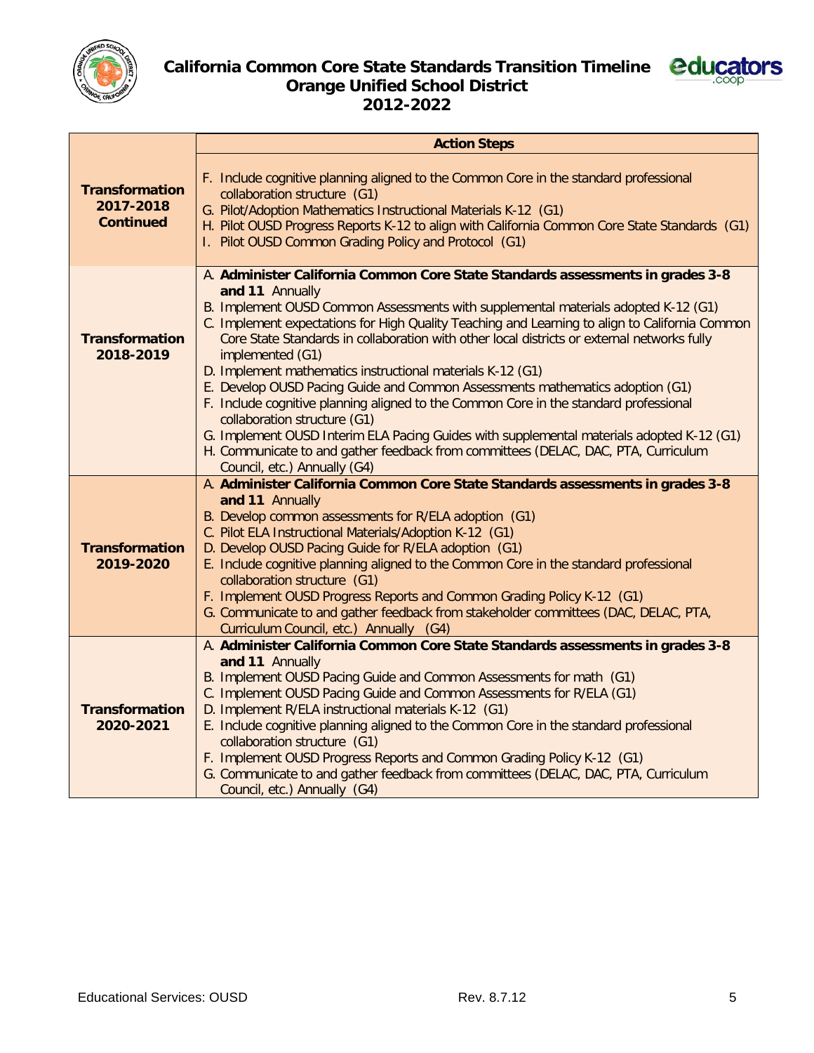# California Common Core State Standards Transition Timeline
## Orange Unified School District
## 2012-2022

| | Action Steps |
|---|---|
| **Transformation 2017-2018 Continued** | F. Include cognitive planning aligned to the Common Core in the standard professional collaboration structure (G1)<br>G. Pilot/Adoption Mathematics Instructional Materials K-12 (G1)<br>H. Pilot OUSD Progress Reports K-12 to align with California Common Core State Standards (G1)<br>I. Pilot OUSD Common Grading Policy and Protocol (G1) |
| **Transformation 2018-2019** | A. **Administer California Common Core State Standards assessments in grades 3-8 and 11** Annually<br>B. Implement OUSD Common Assessments with supplemental materials adopted K-12 (G1)<br>C. Implement expectations for High Quality Teaching and Learning to align to California Common Core State Standards in collaboration with other local districts or external networks fully implemented (G1)<br>D. Implement mathematics instructional materials K-12 (G1)<br>E. Develop OUSD Pacing Guide and Common Assessments mathematics adoption (G1)<br>F. Include cognitive planning aligned to the Common Core in the standard professional collaboration structure (G1)<br>G. Implement OUSD Interim ELA Pacing Guides with supplemental materials adopted K-12 (G1)<br>H. Communicate to and gather feedback from committees (DELAC, DAC, PTA, Curriculum Council, etc.) Annually (G4) |
| **Transformation 2019-2020** | A. **Administer California Common Core State Standards assessments in grades 3-8 and 11** Annually<br>B. Develop common assessments for R/ELA adoption (G1)<br>C. Pilot ELA Instructional Materials/Adoption K-12 (G1)<br>D. Develop OUSD Pacing Guide for R/ELA adoption (G1)<br>E. Include cognitive planning aligned to the Common Core in the standard professional collaboration structure (G1)<br>F. Implement OUSD Progress Reports and Common Grading Policy K-12 (G1)<br>G. Communicate to and gather feedback from stakeholder committees (DAC, DELAC, PTA, Curriculum Council, etc.) Annually (G4) |
| **Transformation 2020-2021** | A. **Administer California Common Core State Standards assessments in grades 3-8 and 11** Annually<br>B. Implement OUSD Pacing Guide and Common Assessments for math (G1)<br>C. Implement OUSD Pacing Guide and Common Assessments for R/ELA (G1)<br>D. Implement R/ELA instructional materials K-12 (G1)<br>E. Include cognitive planning aligned to the Common Core in the standard professional collaboration structure (G1)<br>F. Implement OUSD Progress Reports and Common Grading Policy K-12 (G1)<br>G. Communicate to and gather feedback from committees (DELAC, DAC, PTA, Curriculum Council, etc.) Annually (G4) |

Educational Services: OUSD Rev. 8.7.12